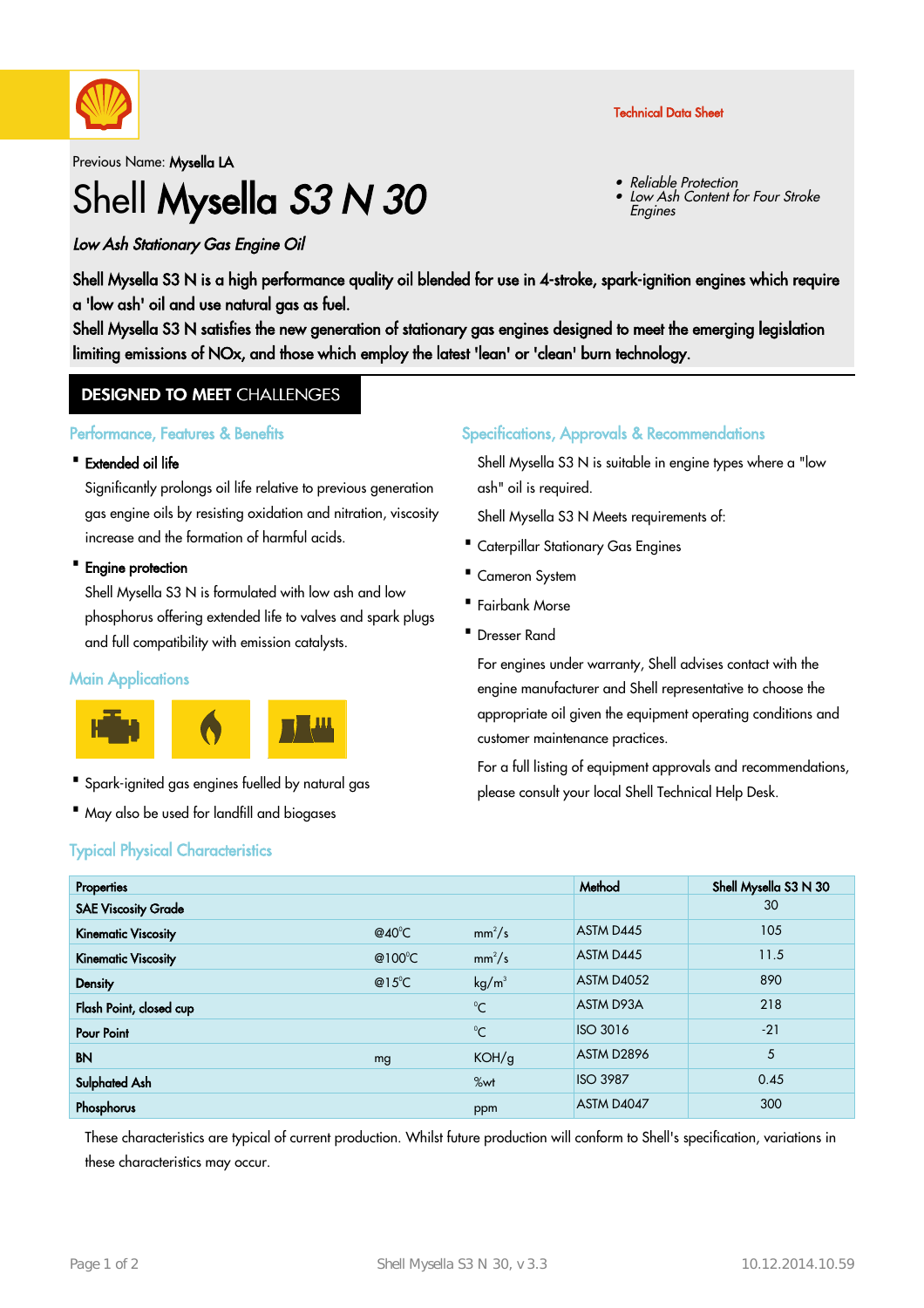Technical Data Sheet

Previous Name: **Mysella LA**

# Shell **Mysella** *S3 N 30*

*Low Ash Stationary Gas Engine Oil*

- *Reliable Protection*
- *Low Ash Content for Four Stroke Engines*

**Shell Mysella S3 N is a high performance quality oil blended for use in 4-stroke, spark-ignition engines which require a 'low ash' oil and use natural gas as fuel.**
**Shell Mysella S3 N satisfies the new generation of stationary gas engines designed to meet the emerging legislation limiting emissions of NOx, and those which employ the latest 'lean' or 'clean' burn technology.**

## DESIGNED TO MEET CHALLENGES

### Performance, Features & Benefits

- **Extended oil life**

  Significantly prolongs oil life relative to previous generation gas engine oils by resisting oxidation and nitration, viscosity increase and the formation of harmful acids.

- **Engine protection**

  Shell Mysella S3 N is formulated with low ash and low phosphorus offering extended life to valves and spark plugs and full compatibility with emission catalysts.

### Main Applications

- Spark-ignited gas engines fuelled by natural gas
- May also be used for landfill and biogases

### Specifications, Approvals & Recommendations

Shell Mysella S3 N is suitable in engine types where a "low ash" oil is required.

Shell Mysella S3 N Meets requirements of:

- Caterpillar Stationary Gas Engines
- Cameron System
- Fairbank Morse
- Dresser Rand

For engines under warranty, Shell advises contact with the engine manufacturer and Shell representative to choose the appropriate oil given the equipment operating conditions and customer maintenance practices.

For a full listing of equipment approvals and recommendations, please consult your local Shell Technical Help Desk.

### Typical Physical Characteristics

| Properties | | | Method | Shell Mysella S3 N 30 |
|---|---|---|---|---|
| SAE Viscosity Grade | | | | 30 |
| Kinematic Viscosity | @40°C | $mm^2/s$ | ASTM D445 | 105 |
| Kinematic Viscosity | @100°C | $mm^2/s$ | ASTM D445 | 11.5 |
| Density | @15°C | $kg/m^3$ | ASTM D4052 | 890 |
| Flash Point, closed cup | | °C | ASTM D93A | 218 |
| Pour Point | | °C | ISO 3016 | -21 |
| BN | mg | KOH/g | ASTM D2896 | 5 |
| Sulphated Ash | | %wt | ISO 3987 | 0.45 |
| Phosphorus | | ppm | ASTM D4047 | 300 |

These characteristics are typical of current production. Whilst future production will conform to Shell's specification, variations in these characteristics may occur.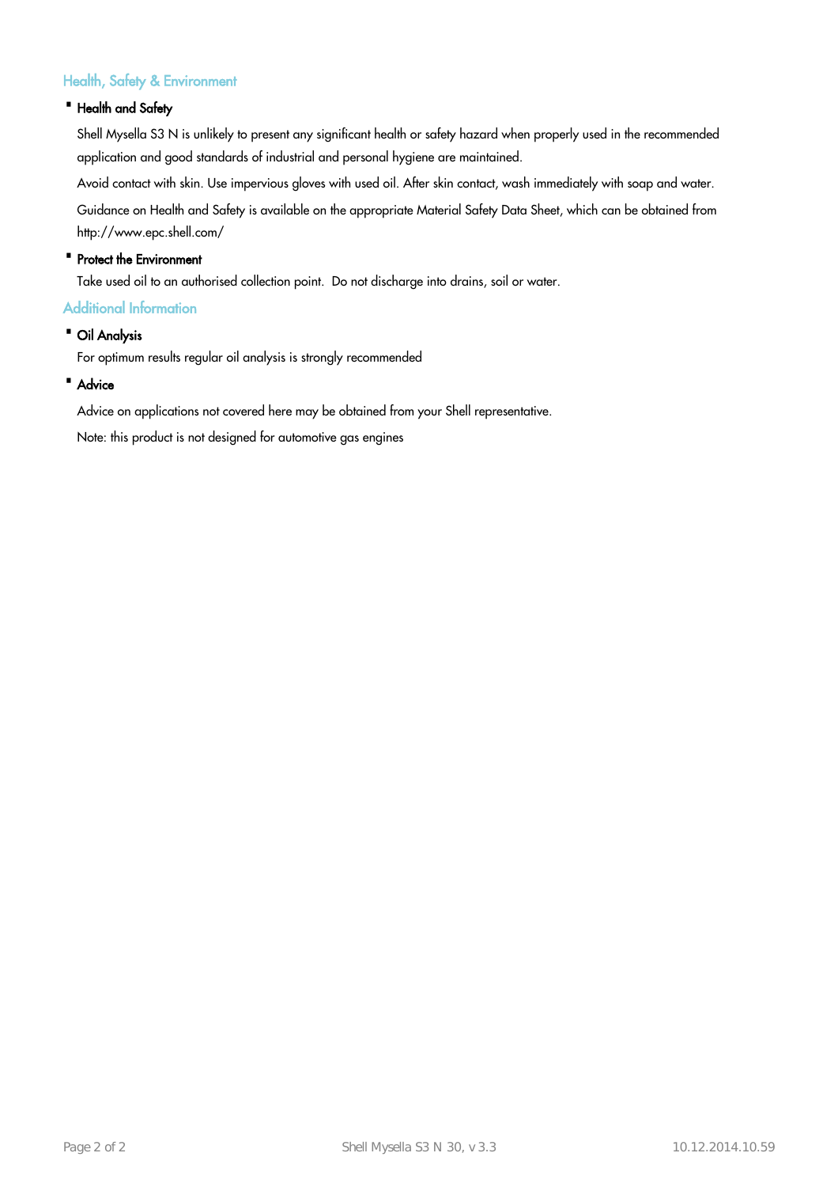## Health, Safety & Environment

- **Health and Safety**

  Shell Mysella S3 N is unlikely to present any significant health or safety hazard when properly used in the recommended application and good standards of industrial and personal hygiene are maintained.

  Avoid contact with skin. Use impervious gloves with used oil. After skin contact, wash immediately with soap and water.

  Guidance on Health and Safety is available on the appropriate Material Safety Data Sheet, which can be obtained from http://www.epc.shell.com/

- **Protect the Environment**

  Take used oil to an authorised collection point. Do not discharge into drains, soil or water.

## Additional Information

- **Oil Analysis**

  For optimum results regular oil analysis is strongly recommended

- **Advice**

  Advice on applications not covered here may be obtained from your Shell representative.

  Note: this product is not designed for automotive gas engines